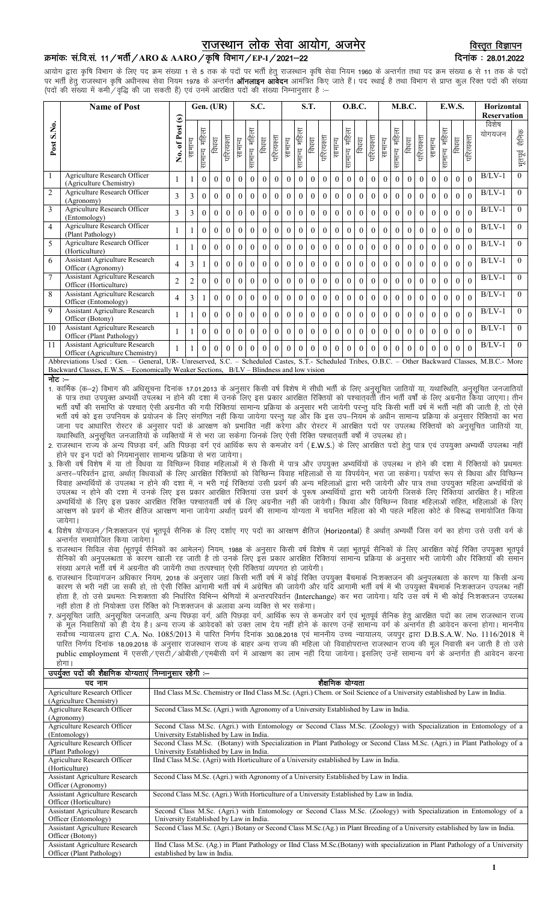# राजस्थान लोक सेवा आयोग, अजमेर

**विस्तृत विज्ञापन**

**क्रमांकः सं.वि.सं. 11 / भर्ती / ARO & AARO / कृषि विभाग / EP-I / 2021–22**

**दिनांक : 28.01.2022**

आयोग द्वारा कृषि विभाग के लिए पद क्रम संख्या 1 से 5 तक के पदों पर भर्ती हेतु राजस्थान कृषि सेवा नियम 1960 के अन्तर्गत तथा पद क्रम संख्या 6 से 11 तक के पदों पर भर्ती हेतु राजस्थान कृषि अधीनस्थ सेवा नियम 1978 के अन्तर्गत **ऑनलाइन आवेदन** आमंत्रित किए जाते हैं। पद स्थाई है तथा विभाग से प्राप्त कुल रिक्त पदों की संख्या (पदों की संख्या में कमी / वृद्धि की जा सकती है) एवं उनमें आरक्षित पदों की संख्या निम्नानुसार है :–

| Post S.No. | Name of Post | No. of Post (s) | Gen. (UR) | | | | S.C. | | | | S.T. | | | | O.B.C. | | | | M.B.C. | | | | E.W.S. | | | | Horizontal Reservation | |
|---|---|---|---|---|---|---|---|---|---|---|---|---|---|---|---|---|---|---|---|---|---|---|---|---|---|---|---|---|
| | | | सामान्य | सामान्य महिला | विधवा | परित्यक्ता | सामान्य | सामान्य महिला | विधवा | परित्यक्ता | सामान्य | सामान्य महिला | विधवा | परित्यक्ता | सामान्य | सामान्य महिला | विधवा | परित्यक्ता | सामान्य | सामान्य महिला | विधवा | परित्यक्ता | सामान्य | सामान्य महिला | विधवा | परित्यक्ता | विशेष योगयजन | भूतपूर्व सैनिक |
| 1 | Agriculture Research Officer (Agriculture Chemistry) | 1 | 1 | 0 | 0 | 0 | 0 | 0 | 0 | 0 | 0 | 0 | 0 | 0 | 0 | 0 | 0 | 0 | 0 | 0 | 0 | 0 | 0 | 0 | 0 | 0 | B/LV-1 | 0 |
| 2 | Agriculture Research Officer (Agronomy) | 3 | 3 | 0 | 0 | 0 | 0 | 0 | 0 | 0 | 0 | 0 | 0 | 0 | 0 | 0 | 0 | 0 | 0 | 0 | 0 | 0 | 0 | 0 | 0 | 0 | B/LV-1 | 0 |
| 3 | Agriculture Research Officer (Entomology) | 3 | 3 | 0 | 0 | 0 | 0 | 0 | 0 | 0 | 0 | 0 | 0 | 0 | 0 | 0 | 0 | 0 | 0 | 0 | 0 | 0 | 0 | 0 | 0 | 0 | B/LV-1 | 0 |
| 4 | Agriculture Research Officer (Plant Pathology) | 1 | 1 | 0 | 0 | 0 | 0 | 0 | 0 | 0 | 0 | 0 | 0 | 0 | 0 | 0 | 0 | 0 | 0 | 0 | 0 | 0 | 0 | 0 | 0 | 0 | B/LV-1 | 0 |
| 5 | Agriculture Research Officer (Horticulture) | 1 | 1 | 0 | 0 | 0 | 0 | 0 | 0 | 0 | 0 | 0 | 0 | 0 | 0 | 0 | 0 | 0 | 0 | 0 | 0 | 0 | 0 | 0 | 0 | 0 | B/LV-1 | 0 |
| 6 | Assistant Agriculture Research Officer (Agronomy) | 4 | 3 | 1 | 0 | 0 | 0 | 0 | 0 | 0 | 0 | 0 | 0 | 0 | 0 | 0 | 0 | 0 | 0 | 0 | 0 | 0 | 0 | 0 | 0 | 0 | B/LV-1 | 0 |
| 7 | Assistant Agriculture Research Officer (Horticulture) | 2 | 2 | 0 | 0 | 0 | 0 | 0 | 0 | 0 | 0 | 0 | 0 | 0 | 0 | 0 | 0 | 0 | 0 | 0 | 0 | 0 | 0 | 0 | 0 | 0 | B/LV-1 | 0 |
| 8 | Assistant Agriculture Research Officer (Entomology) | 4 | 3 | 1 | 0 | 0 | 0 | 0 | 0 | 0 | 0 | 0 | 0 | 0 | 0 | 0 | 0 | 0 | 0 | 0 | 0 | 0 | 0 | 0 | 0 | 0 | B/LV-1 | 0 |
| 9 | Assistant Agriculture Research Officer (Botony) | 1 | 1 | 0 | 0 | 0 | 0 | 0 | 0 | 0 | 0 | 0 | 0 | 0 | 0 | 0 | 0 | 0 | 0 | 0 | 0 | 0 | 0 | 0 | 0 | 0 | B/LV-1 | 0 |
| 10 | Assistant Agriculture Research Officer (Plant Pathology) | 1 | 1 | 0 | 0 | 0 | 0 | 0 | 0 | 0 | 0 | 0 | 0 | 0 | 0 | 0 | 0 | 0 | 0 | 0 | 0 | 0 | 0 | 0 | 0 | 0 | B/LV-1 | 0 |
| 11 | Assistant Agriculture Research Officer (Agriculture Chemistry) | 1 | 1 | 0 | 0 | 0 | 0 | 0 | 0 | 0 | 0 | 0 | 0 | 0 | 0 | 0 | 0 | 0 | 0 | 0 | 0 | 0 | 0 | 0 | 0 | 0 | B/LV-1 | 0 |

Abbreviations Used : Gen. – General, UR- Unreserved, S.C. – Scheduled Castes, S.T.- Scheduled Tribes, O.B.C. – Other Backward Classes, M.B.C.- More Backward Classes, E.W.S. – Economically Weaker Sections, B/LV – Blindness and low vision

**नोट :–**

1. कार्मिक (क–2) विभाग की अधिसूचना दिनांक 17.01.2013 के अनुसार किसी वर्ष विशेष में सीधी भर्ती के लिए अनुसूचित जातियों या, यथास्थिति, अनुसूचित जनजातियों के पात्र तथा उपयुक्त अभ्यर्थी उपलब्ध न होने की दशा में उनके लिए इस प्रकार आरक्षित रिक्तियों को पश्चात्वर्ती तीन भर्ती वर्षों के लिए अग्रनीत किया जाएगा। तीन भर्ती वर्षों की समाप्ति के पश्चात् ऐसी अग्रनीत की गयी रिक्तियां सामान्य प्रक्रिया के अनुसार भरी जायेगी परन्तु यदि किसी भर्ती वर्ष में भर्ती नहीं की जाती है, तो ऐसे भर्ती वर्ष को इस उपनियम के प्रयोजन के लिए संगणित नहीं किया जायेगा परन्तु यह और कि इस उप–नियम के अधीन सामान्य प्रक्रिया के अनुसार रिक्तियों का भरा जाना पद आधारित रोस्टर के अनुसार पदों के आरक्षण को प्रभावित नहीं करेगा और रोस्टर में आरक्षित पदों पर उपलब्ध रिक्तियों को अनुसूचित जातियों या, यथास्थिति, अनुसूचित जनजातियों के व्यक्तियों से ही भरा जा सकेगा जिनके लिए ऐसी रिक्ति पश्चात्वर्ती वर्षों में उपलब्ध हो।
2. राजस्थान राज्य के अन्य पिछड़ा वर्ग, अति पिछड़ा वर्ग एवं आर्थिक रूप से कमजोर वर्ग (E.W.S.) के लिए आरक्षित पदों हेतु पात्र एवं उपयुक्त अभ्यर्थी उपलब्ध नहीं होने पर इन पदों को नियमानुसार सामान्य प्रक्रिया से भरा जायेगा।
3. किसी वर्ष विशेष में या तो विधवा या विच्छिन्न विवाह महिलाओं में से किसी में पात्र और उपयुक्त अभ्यर्थियों के उपलब्ध न होने की दशा में रिक्तियों को प्रथमतः अन्तर–परिवर्तन द्वारा, अर्थात् विधवाओं के लिए आरक्षित रिक्तियों को विच्छिन्न विवाह महिलाओं से या विपर्ययेन, भरा जा सकेगा। पर्याप्त रूप से विधवा और विच्छिन्न विवाह अभ्यर्थियों के उपलब्ध न होने की दशा में, न भरी गई रिक्तियां उसी प्रवर्ग की अन्य महिलाओं द्वारा भरी जायेगी और पात्र तथा उपयुक्त महिला अभ्यर्थियों के उपलब्ध न होने की दशा में उनके लिए इस प्रकार आरक्षित रिक्तियां उस प्रवर्ग के पुरूष अभ्यर्थियों द्वारा भरी जायेगी जिसके लिए रिक्तियां आरक्षित है। महिला अभ्यर्थियों के लिए इस प्रकार आरक्षित रिक्ति पश्चातवर्ती वर्ष के लिए अग्रनीत नहीं की जायेगी। विधवा और विच्छिन्न विवाह महिलाओं सहित, महिलाओं के लिए आरक्षण को प्रवर्ग के भीतर क्षैतिज आरक्षण माना जायेगा अर्थात् प्रवर्ग की सामान्य योग्यता में चयनित महिला को भी पहले महिला कोटे के विरूद्ध समायोजित किया जायेगा।
4. विशेष योग्यजन / निःशक्तजन एवं भूतपूर्व सैनिक के लिए दर्शाए गए पदों का आरक्षण क्षैतिज (Horizontal) है अर्थात् अभ्यर्थी जिस वर्ग का होगा उसे उसी वर्ग के अन्तर्गत समायोजित किया जायेगा।
5. राजस्थान सिविल सेवा (भूतपूर्व सैनिकों का आमेलन) नियम, 1988 के अनुसार किसी वर्ष विशेष में जहां भूतपूर्व सैनिकों के लिए आरक्षित कोई रिक्ति उपयुक्त भूतपूर्व सैनिकों की अनुपलब्धता के कारण खाली रह जाती है तो उनके लिए इस प्रकार आरक्षित रिक्तियां सामान्य प्रक्रिया के अनुसार भरी जायेगी और रिक्तियों की समान संख्या अगले भर्ती वर्ष में अग्रनीत की जायेंगी तथा तत्पश्चात् ऐसी रिक्तियां व्यपगत हो जायेगी।
6. राजस्थान दिव्यांगजन अधिकार नियम, 2018 के अनुसार जहां किसी भर्ती वर्ष में कोई रिक्ति उपयुक्त बैंचमार्क निःशक्तजन की अनुपलब्धता के कारण या किसी अन्य कारण से भरी नहीं जा सकी हो, तो ऐसी रिक्ति आगामी भर्ती वर्ष में अग्रेषित की जायेगी और यदि आगामी भर्ती वर्ष में भी उपयुक्त बैंचमार्क निःशक्तजन उपलब्ध नहीं होता है, तो उसे प्रथमतः निःशक्तता की निर्धारित विभिन्न श्रेणियों में अन्तरपरिवर्तन (Interchange) कर भरा जायेगा। यदि उस वर्ष में भी कोई निःशक्तजन उपलब्ध नहीं होता है तो नियोक्ता उस रिक्ति को निःशक्तजन के अलावा अन्य व्यक्ति से भर सकेगा।
7. अनुसूचित जाति, अनुसूचित जनजाति, अन्य पिछड़ा वर्ग, अति पिछड़ा वर्ग, आर्थिक रूप से कमजोर वर्ग एवं भूतपूर्व सैनिक हेतु आरक्षित पदों का लाभ राजस्थान राज्य के मूल निवासियों को ही देय है। अन्य राज्य के आवेदकों को उक्त लाभ देय नहीं होने के कारण उन्हें सामान्य वर्ग के अन्तर्गत ही आवेदन करना होगा। माननीय सर्वोच्च न्यायालय द्वारा C.A. No. 1085/2013 में पारित निर्णय दिनांक 30.08.2018 एवं माननीय उच्च न्यायालय, जयपुर द्वारा D.B.S.A.W. No. 1116/2018 में पारित निर्णय दिनांक 18.09.2018 के अनुसार राजस्थान राज्य के बाहर अन्य राज्य की महिला जो विवाहोपरान्त राजस्थान राज्य की मूल निवासी बन जाती है तो उसे public employment में एससी / एसटी / ओबीसी / एमबीसी वर्ग में आरक्षण का लाभ नहीं दिया जायेगा। इसलिए उन्हें सामान्य वर्ग के अन्तर्गत ही आवेदन करना होगा।

**उपर्युक्त पदों की शैक्षणिक योग्यताएं निम्नानुसार रहेगी :–**

| पद नाम | शैक्षणिक योग्यता |
|---|---|
| Agriculture Research Officer (Agriculture Chemistry) | IInd Class M.Sc. Chemistry or IInd Class M.Sc. (Agri.) Chem. or Soil Science of a University established by Law in India. |
| Agriculture Research Officer (Agronomy) | Second Class M.Sc. (Agri.) with Agronomy of a University Established by Law in India. |
| Agriculture Research Officer (Entomology) | Second Class M.Sc. (Agri.) with Entomology or Second Class M.Sc. (Zoology) with Specialization in Entomology of a University Established by Law in India. |
| Agriculture Research Officer (Plant Pathology) | Second Class M.Sc. (Botany) with Specialization in Plant Pathology or Second Class M.Sc. (Agri.) in Plant Pathology of a University Established by Law in India. |
| Agriculture Research Officer (Horticulture) | IInd Class M.Sc. (Agri) with Horticulture of a University established by Law in India. |
| Assistant Agriculture Research Officer (Agronomy) | Second Class M.Sc. (Agri.) with Agronomy of a University Established by Law in India. |
| Assistant Agriculture Research Officer (Horticulture) | Second Class M.Sc. (Agri.) With Horticulture of a University Established by Law in India. |
| Assistant Agriculture Research Officer (Entomology) | Second Class M.Sc. (Agri.) with Entomology or Second Class M.Sc. (Zoology) with Specialization in Entomology of a University Established by Law in India. |
| Assistant Agriculture Research Officer (Botony) | Second Class M.Sc. (Agri.) Botany or Second Class M.Sc.(Ag.) in Plant Breeding of a University established by law in India. |
| Assistant Agriculture Research Officer (Plant Pathology) | IInd Class M.Sc. (Ag.) in Plant Pathology or IInd Class M.Sc.(Botany) with specialization in Plant Pathology of a University established by law in India. |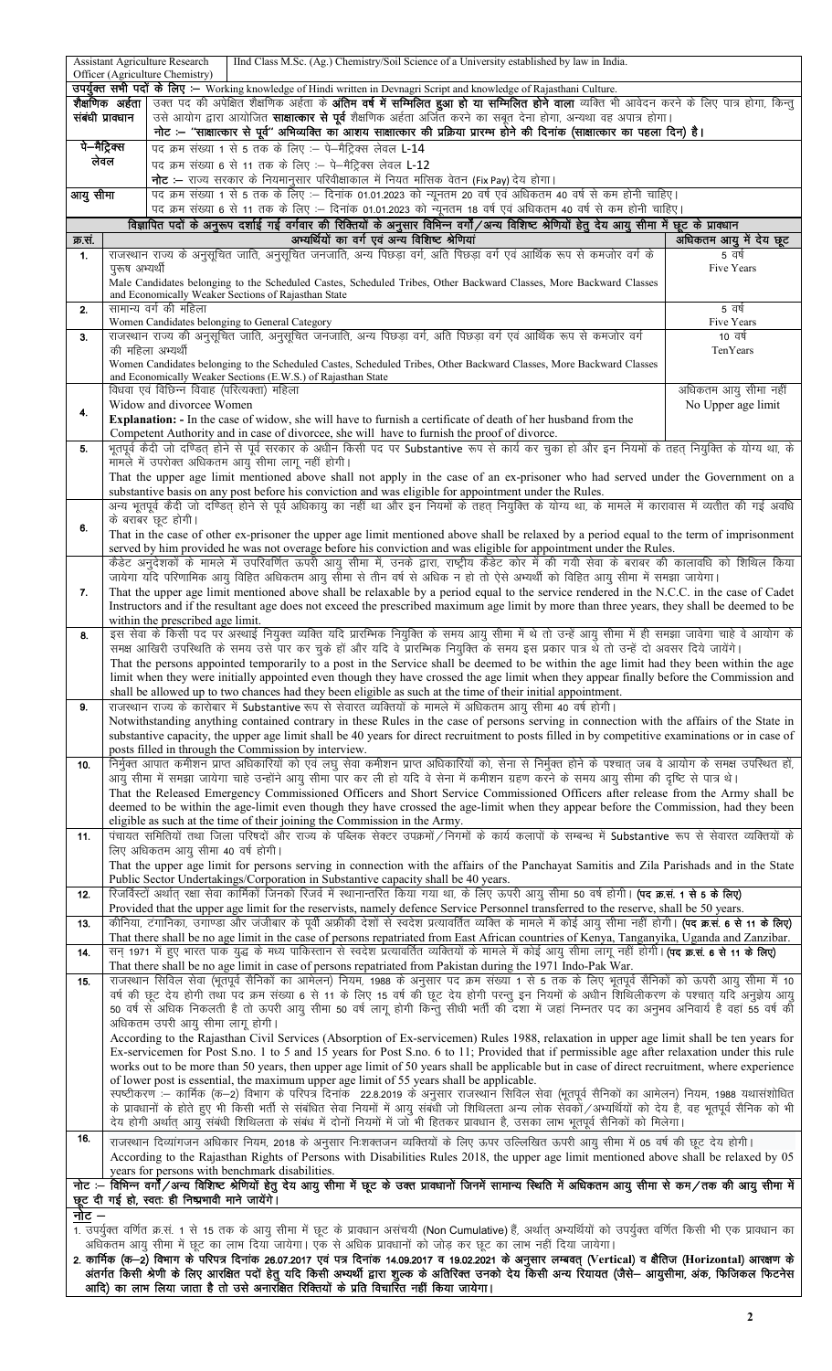| Assistant Agriculture Research Officer (Agriculture Chemistry) | IInd Class M.Sc. (Ag.) Chemistry/Soil Science of a University established by law in India. |
|---|---|

**उपर्युक्त सभी पदों के लिए :–** Working knowledge of Hindi written in Devnagri Script and knowledge of Rajasthani Culture.

| | |
|---|---|
| **शैक्षणिक अर्हता संबंधी प्रावधान** | उक्त पद की अपेक्षित शैक्षणिक अर्हता के **अंतिम वर्ष में सम्मिलित हुआ हो या सम्मिलित होने वाला** व्यक्ति भी आवेदन करने के लिए पात्र होगा, किन्तु उसे आयोग द्वारा आयोजित **साक्षात्कार से पूर्व** शैक्षणिक अर्हता अर्जित करने का सबूत देना होगा, अन्यथा वह अपात्र होगा। **नोट :– "साक्षात्कार से पूर्व" अभिव्यक्ति का आशय साक्षात्कार की प्रक्रिया प्रारम्भ होने की दिनांक (साक्षात्कार का पहला दिन) है।** |
| **पे–मैट्रिक्स लेवल** | पद क्रम संख्या 1 से 5 तक के लिए :– पे–मैट्रिक्स लेवल **L-14**<br>पद क्रम संख्या 6 से 11 तक के लिए :– पे–मैट्रिक्स लेवल **L-12**<br>**नोट :–** राज्य सरकार के नियमानुसार परिवीक्षाकाल में नियत मासिक वेतन (Fix Pay) देय होगा। |
| **आयु सीमा** | पद क्रम संख्या 1 से 5 तक के लिए :– दिनांक 01.01.2023 को न्यूनतम 20 वर्ष एवं अधिकतम 40 वर्ष से कम होनी चाहिए।<br>पद क्रम संख्या 6 से 11 तक के लिए :– दिनांक 01.01.2023 को न्यूनतम 18 वर्ष एवं अधिकतम 40 वर्ष से कम होनी चाहिए। |

**विज्ञापित पदों के अनुरूप दर्शाई गई वर्गवार की रिक्तियों के अनुसार विभिन्न वर्गों/अन्य विशिष्ट श्रेणियों हेतु देय आयु सीमा में छूट के प्रावधान**

| क्र.सं. | अभ्यर्थियों का वर्ग एवं अन्य विशिष्ट श्रेणियां | अधिकतम आयु में देय छूट |
|---|---|---|
| **1.** | राजस्थान राज्य के अनुसूचित जाति, अनुसूचित जनजाति, अन्य पिछड़ा वर्ग, अति पिछड़ा वर्ग एवं आर्थिक रूप से कमजोर वर्ग के पुरूष अभ्यर्थी<br>Male Candidates belonging to the Scheduled Castes, Scheduled Tribes, Other Backward Classes, More Backward Classes and Economically Weaker Sections of Rajasthan State | 5 वर्ष<br>Five Years |
| **2.** | सामान्य वर्ग की महिला<br>Women Candidates belonging to General Category | 5 वर्ष<br>Five Years |
| **3.** | राजस्थान राज्य की अनुसूचित जाति, अनुसूचित जनजाति, अन्य पिछड़ा वर्ग, अति पिछड़ा वर्ग एवं आर्थिक रूप से कमजोर वर्ग की महिला अभ्यर्थी<br>Women Candidates belonging to the Scheduled Castes, Scheduled Tribes, Other Backward Classes, More Backward Classes and Economically Weaker Sections (E.W.S.) of Rajasthan State | 10 वर्ष<br>TenYears |
| **4.** | विधवा एवं विछिन्न विवाह (परित्यक्ता) महिला<br>Widow and divorcee Women<br>**Explanation: -** In the case of widow, she will have to furnish a certificate of death of her husband from the Competent Authority and in case of divorcee, she will have to furnish the proof of divorce. | अधिकतम आयु सीमा नहीं<br>No Upper age limit |
| **5.** | भूतपूर्व कैदी जो दण्डित् होने से पूर्व सरकार के अधीन किसी पद पर Substantive रूप से कार्य कर चुका हो और इन नियमों के तहत् नियुक्ति के योग्य था, के मामले में उपरोक्त अधिकतम आयु सीमा लागू नहीं होगी।<br>That the upper age limit mentioned above shall not apply in the case of an ex-prisoner who had served under the Government on a substantive basis on any post before his conviction and was eligible for appointment under the Rules. | |
| **6.** | अन्य भूतपूर्व कैदी जो दण्डित् होने से पूर्व अधिकायु का नहीं था और इन नियमों के तहत् नियुक्ति के योग्य था, के मामले में कारावास में व्यतीत की गई अवधि के बराबर छूट होगी।<br>That in the case of other ex-prisoner the upper age limit mentioned above shall be relaxed by a period equal to the term of imprisonment served by him provided he was not overage before his conviction and was eligible for appointment under the Rules. | |
| **7.** | कैडेट अनुदेशकों के मामले में उपरिवर्णित ऊपरी आयु सीमा में, उनके द्वारा, राष्ट्रीय कैडेट कोर में की गयी सेवा के बराबर की कालावधि को शिथिल किया जायेगा यदि परिणामिक आयु विहित अधिकतम आयु सीमा से तीन वर्ष से अधिक न हो तो ऐसे अभ्यर्थी को विहित आयु सीमा में समझा जायेगा।<br>That the upper age limit mentioned above shall be relaxable by a period equal to the service rendered in the N.C.C. in the case of Cadet Instructors and if the resultant age does not exceed the prescribed maximum age limit by more than three years, they shall be deemed to be within the prescribed age limit. | |
| **8.** | इस सेवा के किसी पद पर अस्थाई नियुक्त व्यक्ति यदि प्रारम्भिक नियुक्ति के समय आयु सीमा में थे तो उन्हें आयु सीमा में ही समझा जावेगा चाहे वे आयोग के समक्ष आखिरी उपस्थिति के समय उसे पार कर चुके हों और यदि वे प्रारम्भिक नियुक्ति के समय इस प्रकार पात्र थे तो उन्हें दो अवसर दिये जायेंगे।<br>That the persons appointed temporarily to a post in the Service shall be deemed to be within the age limit had they been within the age limit when they were initially appointed even though they have crossed the age limit when they appear finally before the Commission and shall be allowed up to two chances had they been eligible as such at the time of their initial appointment. | |
| **9.** | राजस्थान राज्य के कारोबार में Substantive रूप से सेवारत व्यक्तियों के मामले में अधिकतम आयु सीमा 40 वर्ष होगी।<br>Notwithstanding anything contained contrary in these Rules in the case of persons serving in connection with the affairs of the State in substantive capacity the upper age limit shall be 40 years for direct recruitment to posts filled in by competitive examinations or in case of posts filled in through the Commission by interview. | |
| **10.** | निर्मुक्त आपात कमीशन प्राप्त अधिकारियों को एवं लघु सेवा कमीशन प्राप्त अधिकारियों को, सेना से निर्मुक्त होने के पश्चात् जब वे आयोग के समक्ष उपस्थित हों, आयु सीमा में समझा जायेगा चाहे उन्होंने आयु सीमा पार कर ली हो यदि वे सेना में कमीशन ग्रहण करने के समय आयु सीमा की दृष्टि से पात्र थे।<br>That the Released Emergency Commissioned Officers and Short Service Commissioned Officers after release from the Army shall be deemed to be within the age-limit even though they have crossed the age-limit when they appear before the Commission, had they been eligible as such at the time of their joining the Commission in the Army. | |
| **11.** | पंचायत समितियों तथा जिला परिषदों और राज्य के पब्लिक सेक्टर उपक्रमों/निगमों के कार्य कलापों के सम्बन्ध में Substantive रूप से सेवारत व्यक्तियों के लिए अधिकतम आयु सीमा 40 वर्ष होगी।<br>That the upper age limit for persons serving in connection with the affairs of the Panchayat Samitis and Zila Parishads and in the State Public Sector Undertakings/Corporation in Substantive capacity shall be 40 years. | |
| **12.** | रिजर्विस्टों अर्थात् रक्षा सेवा कार्मिकों जिनको रिजर्व में स्थानान्तरित किया गया था, के लिए ऊपरी आयु सीमा 50 वर्ष होगी। **(पद क्र.सं. 1 से 5 के लिए)**<br>Provided that the upper age limit for the reservists, namely defence Service Personnel transferred to the reserve, shall be 50 years. | |
| **13.** | कीनिया, टगानिका, उगाण्डा और जंजीबार के पूर्वी अफ्रीकी देशों से स्वदेश प्रत्यावर्तित व्यक्ति के मामले में कोई आयु सीमा नहीं होगी। **(पद क्र.सं. 6 से 11 के लिए)**<br>That there shall be no age limit in the case of persons repatriated from East African countries of Kenya, Tanganyika, Uganda and Zanzibar. | |
| **14.** | सन् 1971 में हुए भारत पाक युद्ध के मध्य पाकिस्तान से स्वदेश प्रत्यावर्तित व्यक्तियों के मामले में कोई आयु सीमा लागू नहीं होगी। **(पद क्र.सं. 6 से 11 के लिए)**<br>That there shall be no age limit in case of persons repatriated from Pakistan during the 1971 Indo-Pak War. | |
| **15.** | राजस्थान सिविल सेवा (भूतपूर्व सैनिकों का आमेलन) नियम, 1988 के अनुसार पद क्रम संख्या 1 से 5 तक के लिए भूतपूर्व सैनिकों को ऊपरी आयु सीमा में 10 वर्ष की छूट देय होगी तथा पद क्रम संख्या 6 से 11 के लिए 15 वर्ष की छूट देय होगी परन्तु इन नियमों के अधीन शिथिलीकरण के पश्चात् यदि अनुज्ञेय आयु 50 वर्ष से अधिक निकलती है तो ऊपरी आयु सीमा 50 वर्ष लागू होगी किन्तु सीधी भर्ती की दशा में जहां निम्नतर पद का अनुभव अनिवार्य है वहां 55 वर्ष की अधिकतम उपरी आयु सीमा लागू होगी।<br>According to the Rajasthan Civil Services (Absorption of Ex-servicemen) Rules 1988, relaxation in upper age limit shall be ten years for Ex-servicemen for Post S.no. 1 to 5 and 15 years for Post S.no. 6 to 11; Provided that if permissible age after relaxation under this rule works out to be more than 50 years, then upper age limit of 50 years shall be applicable but in case of direct recruitment, where experience of lower post is essential, the maximum upper age limit of 55 years shall be applicable.<br>स्पष्टीकरण :– कार्मिक (क–2) विभाग के परिपत्र दिनांक 22.8.2019 के अनुसार राजस्थान सिविल सेवा (भूतपूर्व सैनिकों का आमेलन) नियम, 1988 यथासंशोधित के प्रावधानों के होते हुए भी किसी भर्ती से संबंधित सेवा नियमों में आयु संबंधी जो शिथिलता अन्य लोक सेवकों/अभ्यर्थियों को देय है, वह भूतपूर्व सैनिक को भी देय होगी अर्थात् आयु संबंधी शिथिलता के संबंध में दोनों नियमों में जो भी हितकर प्रावधान है, उसका लाभ भूतपूर्व सैनिकों को मिलेगा। | |
| **16.** | राजस्थान दिव्यांगजन अधिकार नियम, 2018 के अनुसार निःशक्तजन व्यक्तियों के लिए ऊपर उल्लिखित ऊपरी आयु सीमा में 05 वर्ष की छूट देय होगी।<br>According to the Rajasthan Rights of Persons with Disabilities Rules 2018, the upper age limit mentioned above shall be relaxed by 05 years for persons with benchmark disabilities. | |

**नोट :– विभिन्न वर्गों/अन्य विशिष्ट श्रेणियों हेतु देय आयु सीमा में छूट के उक्त प्रावधानों जिनमें सामान्य स्थिति में अधिकतम आयु सीमा से कम/तक की आयु सीमा में छूट दी गई हो, स्वतः ही निष्प्रभावी माने जायेंगे।**

**नोट –**

1. उपर्युक्त वर्णित क्र.सं. 1 से 15 तक के आयु सीमा में छूट के प्रावधान असंचयी (Non Cumulative) हैं, अर्थात् अभ्यर्थियों को उपर्युक्त वर्णित किसी भी एक प्रावधान का अधिकतम आयु सीमा में छूट का लाभ दिया जायेगा। एक से अधिक प्रावधानों को जोड़ कर छूट का लाभ नहीं दिया जायेगा।
2. **कार्मिक (क–2) विभाग के परिपत्र दिनांक 26.07.2017 एवं पत्र दिनांक 14.09.2017 व 19.02.2021 के अनुसार लम्बवत् (Vertical) व क्षैतिज (Horizontal) आरक्षण के अंतर्गत किसी श्रेणी के लिए आरक्षित पदों हेतु यदि किसी अभ्यर्थी द्वारा शुल्क के अतिरिक्त उनको देय किसी अन्य रियायत (जैसे– आयुसीमा, अंक, फिजिकल फिटनेस आदि) का लाभ लिया जाता है तो उसे अनारक्षित रिक्तियों के प्रति विचारित नहीं किया जायेगा।**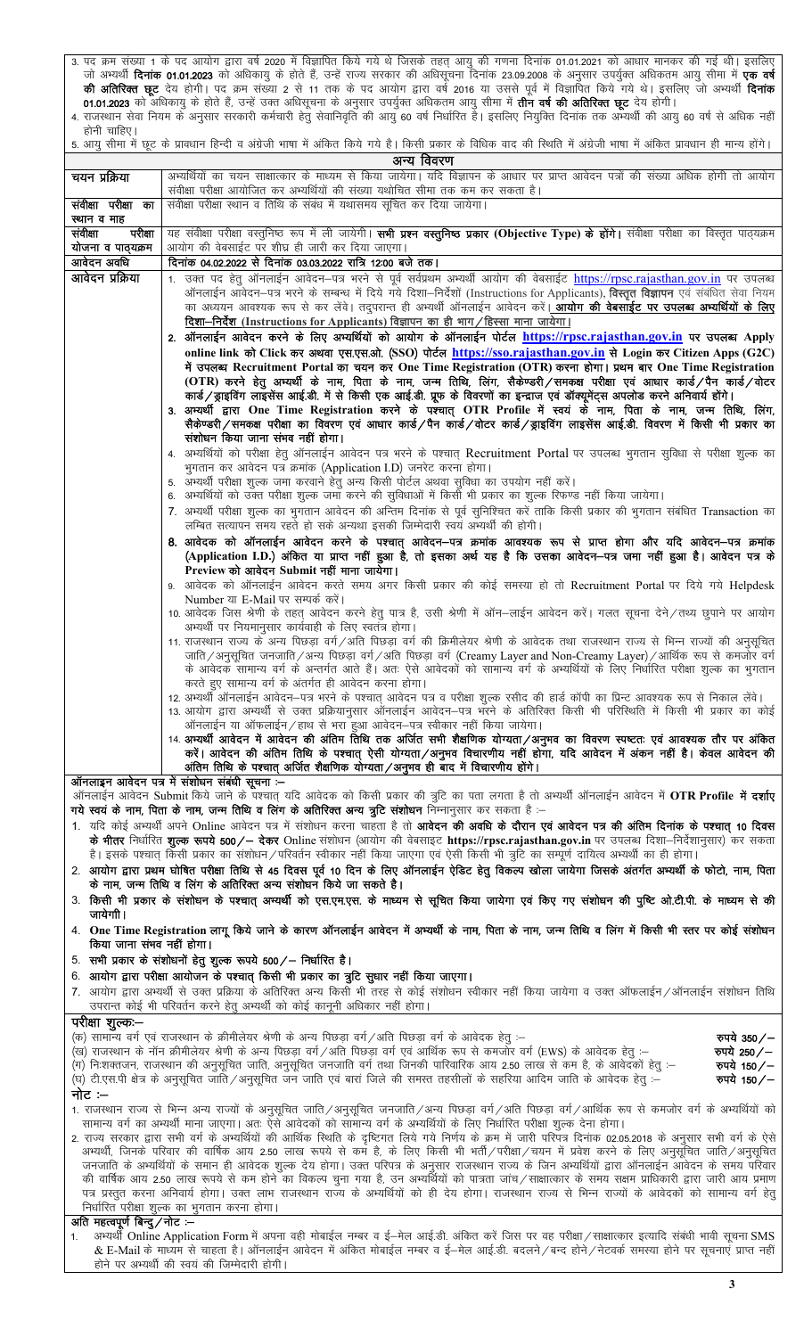3. पद क्रम संख्या 1 के पद आयोग द्वारा वर्ष 2020 में विज्ञापित किये गये थे जिसके तहत् आयु की गणना दिनांक 01.01.2021 को आधार मानकर की गई थी। इसलिए जो अभ्यर्थी **दिनांक 01.01.2023** को अधिकायु के होते हैं, उन्हें राज्य सरकार की अधिसूचना दिनांक 23.09.2008 के अनुसार उपर्युक्त अधिकतम आयु सीमा में **एक वर्ष की अतिरिक्त छूट** देय होगी। पद क्रम संख्या 2 से 11 तक के पद आयोग द्वारा वर्ष 2016 या उससे पूर्व में विज्ञापित किये गये थे। इसलिए जो अभ्यर्थी **दिनांक 01.01.2023** को अधिकायु के होते हैं, उन्हें उक्त अधिसूचना के अनुसार उपर्युक्त अधिकतम आयु सीमा में **तीन वर्ष की अतिरिक्त छूट** देय होगी।

4. राजस्थान सेवा नियम के अनुसार सरकारी कर्मचारी हेतु सेवानिवृत्ति की आयु 60 वर्ष निर्धारित है। इसलिए नियुक्ति दिनांक तक अभ्यर्थी की आयु 60 वर्ष से अधिक नहीं होनी चाहिए।

5. आयु सीमा में छूट के प्रावधान हिन्दी व अंग्रेजी भाषा में अंकित किये गये है। किसी प्रकार के विधिक वाद की स्थिति में अंग्रेजी भाषा में अंकित प्रावधान ही मान्य होंगे।

## अन्य विवरण

| | |
|---|---|
| चयन प्रक्रिया | अभ्यर्थियों का चयन साक्षात्कार के माध्यम से किया जायेगा। यदि विज्ञापन के आधार पर प्राप्त आवेदन पत्रों की संख्या अधिक होगी तो आयोग संवीक्षा परीक्षा आयोजित कर अभ्यर्थियों की संख्या यथोचित सीमा तक कम कर सकता है। |
| संवीक्षा परीक्षा का स्थान व माह | संवीक्षा परीक्षा स्थान व तिथि के संबंध में यथासमय सूचित कर दिया जायेगा। |
| संवीक्षा परीक्षा योजना व पाठ्यक्रम | यह संवीक्षा परीक्षा वस्तुनिष्ठ रूप में ली जायेगी। **सभी प्रश्न वस्तुनिष्ठ प्रकार (Objective Type) के होंगे।** संवीक्षा परीक्षा का विस्तृत पाठ्यक्रम आयोग की वेबसाईट पर शीघ्र ही जारी कर दिया जाएगा। |
| आवेदन अवधि | **दिनांक 04.02.2022 से दिनांक 03.03.2022 रात्रि 12:00 बजे तक।** |
| आवेदन प्रक्रिया | 1. उक्त पद हेतु ऑनलाईन आवेदन–पत्र भरने से पूर्व सर्वप्रथम अभ्यर्थी आयोग की वेबसाईट https://rpsc.rajasthan.gov.in पर उपलब्ध ऑनलाईन आवेदन–पत्र भरने के सम्बन्ध में दिये गये दिशा–निर्देशों (Instructions for Applicants), **विस्तृत विज्ञापन** एवं संबंधित सेवा नियम का अध्ययन आवश्यक रूप से कर लेवें। तदुपरान्त ही अभ्यर्थी ऑनलाईन आवेदन करें। **आयोग की वेबसाईट पर उपलब्ध अभ्यर्थियों के लिए दिशा–निर्देश (Instructions for Applicants) विज्ञापन का ही भाग/हिस्सा माना जायेगा।**<br>2. **ऑनलाईन आवेदन करने के लिए अभ्यर्थियों को आयोग के ऑनलाईन पोर्टल https://rpsc.rajasthan.gov.in पर उपलब्ध Apply online link को Click कर अथवा एस.एस.ओ. (SSO) पोर्टल https://sso.rajasthan.gov.in से Login कर Citizen Apps (G2C) में उपलब्ध Recruitment Portal का चयन कर One Time Registration (OTR) करना होगा। प्रथम बार One Time Registration (OTR) करने हेतु अभ्यर्थी के नाम, पिता के नाम, जन्म तिथि, लिंग, सैकेण्डरी/समकक्ष परीक्षा एवं आधार कार्ड/पैन कार्ड/वोटर कार्ड/ड्राइविंग लाइसेंस आई.डी. में से किसी एक आई.डी. प्रूफ के विवरणों का इन्द्राज एवं डॉक्यूमेंट्स अपलोड करने अनिवार्य होंगे।**<br>3. **अभ्यर्थी द्वारा One Time Registration करने के पश्चात् OTR Profile में स्वयं के नाम, पिता के नाम, जन्म तिथि, लिंग, सैकेण्डरी/समकक्ष परीक्षा का विवरण एवं आधार कार्ड/पैन कार्ड/वोटर कार्ड/ड्राइविंग लाइसेंस आई.डी. विवरण में किसी भी प्रकार का संशोधन किया जाना संभव नहीं होगा।**<br>4. अभ्यर्थियों को परीक्षा हेतु ऑनलाईन आवेदन पत्र भरने के पश्चात् Recruitment Portal पर उपलब्ध भुगतान सुविधा से परीक्षा शुल्क का भुगतान कर आवेदन पत्र क्रमांक (Application I.D) जनरेट करना होगा।<br>5. अभ्यर्थी परीक्षा शुल्क जमा करवाने हेतु अन्य किसी पोर्टल अथवा सुविधा का उपयोग नहीं करें।<br>6. अभ्यर्थियों को उक्त परीक्षा शुल्क जमा करने की सुविधाओं में किसी भी प्रकार का शुल्क रिफण्ड नहीं किया जायेगा।<br>7. अभ्यर्थी परीक्षा शुल्क का भुगतान आवेदन की अन्तिम दिनांक से पूर्व सुनिश्चित करें ताकि किसी प्रकार की भुगतान संबंधित Transaction का लम्बित सत्यापन समय रहते हो सके अन्यथा इसकी जिम्मेदारी स्वयं अभ्यर्थी की होगी।<br>8. **आवेदक को ऑनलाईन आवेदन करने के पश्चात् आवेदन–पत्र क्रमांक आवश्यक रूप से प्राप्त होगा और यदि आवेदन–पत्र क्रमांक (Application I.D.) अंकित या प्राप्त नहीं हुआ है, तो इसका अर्थ यह है कि उसका आवेदन–पत्र जमा नहीं हुआ है। आवेदन पत्र के Preview को आवेदन Submit नहीं माना जायेगा।**<br>9. आवेदक को ऑनलाईन आवेदन करते समय अगर किसी प्रकार की कोई समस्या हो तो Recruitment Portal पर दिये गये Helpdesk Number या E-Mail पर सम्पर्क करें।<br>10. आवेदक जिस श्रेणी के तहत् आवेदन करने हेतु पात्र है, उसी श्रेणी में ऑन–लाईन आवेदन करें। गलत सूचना देने/तथ्य छुपाने पर आयोग अभ्यर्थी पर नियमानुसार कार्यवाही के लिए स्वतंत्र होगा।<br>11. राजस्थान राज्य के अन्य पिछड़ा वर्ग/अति पिछड़ा वर्ग की क्रीमीलेयर श्रेणी के आवेदक तथा राजस्थान राज्य से भिन्न राज्यों की अनुसूचित जाति/अनुसूचित जनजाति/अन्य पिछड़ा वर्ग/अति पिछड़ा वर्ग (Creamy Layer and Non-Creamy Layer)/आर्थिक रूप से कमजोर वर्ग के आवेदक सामान्य वर्ग के अन्तर्गत आते हैं। अतः ऐसे आवेदकों को सामान्य वर्ग के अभ्यर्थियों के लिए निर्धारित परीक्षा शुल्क का भुगतान करते हुए सामान्य वर्ग के अंतर्गत ही आवेदन करना होगा।<br>12. अभ्यर्थी ऑनलाईन आवेदन–पत्र भरने के पश्चात् आवेदन पत्र व परीक्षा शुल्क रसीद की हार्ड कॉपी का प्रिन्ट आवश्यक रूप से निकाल लेवें।<br>13. आयोग द्वारा अभ्यर्थी से उक्त प्रक्रियानुसार ऑनलाईन आवेदन–पत्र भरने के अतिरिक्त किसी भी परिस्थिति में किसी भी प्रकार का कोई ऑनलाईन या ऑफलाईन/हाथ से भरा हुआ आवेदन–पत्र स्वीकार नहीं किया जायेगा।<br>14. **अभ्यर्थी आवेदन में आवेदन की अंतिम तिथि तक अर्जित सभी शैक्षणिक योग्यता/अनुभव का विवरण स्पष्टतः एवं आवश्यक तौर पर अंकित करें। आवेदन की अंतिम तिथि के पश्चात् ऐसी योग्यता/अनुभव विचारणीय नहीं होगा, यदि आवेदन में अंकन नहीं है। केवल आवेदन की अंतिम तिथि के पश्चात् अर्जित शैक्षणिक योग्यता/अनुभव ही बाद में विचारणीय होंगे।** |

### ऑनलाइन आवेदन पत्र में संशोधन संबंधी सूचना :–

ऑनलाईन आवेदन Submit किये जाने के पश्चात् यदि आवेदक को किसी प्रकार की त्रुटि का पता लगता है तो अभ्यर्थी ऑनलाईन आवेदन में **OTR Profile में दर्शाए गये स्वयं के नाम, पिता के नाम, जन्म तिथि व लिंग के अतिरिक्त अन्य त्रुटि संशोधन** निम्नानुसार कर सकता है :–

1. यदि कोई अभ्यर्थी अपने Online आवेदन पत्र में संशोधन करना चाहता है तो **आवेदन की अवधि के दौरान एवं आवेदन पत्र की अंतिम दिनांक के पश्चात् 10 दिवस के भीतर** निर्धारित **शुल्क रूपये 500/– देकर** Online संशोधन (आयोग की वेबसाइट **https://rpsc.rajasthan.gov.in** पर उपलब्ध दिशा–निर्देशानुसार) कर सकता है। इसके पश्चात् किसी प्रकार का संशोधन/परिवर्तन स्वीकार नहीं किया जाएगा एवं ऐसी किसी भी त्रुटि का सम्पूर्ण दायित्व अभ्यर्थी का ही होगा।
2. **आयोग द्वारा प्रथम घोषित परीक्षा तिथि से 45 दिवस पूर्व 10 दिन के लिए ऑनलाईन ऐडिट हेतु विकल्प खोला जायेगा जिसके अंतर्गत अभ्यर्थी के फोटो, नाम, पिता के नाम, जन्म तिथि व लिंग के अतिरिक्त अन्य संशोधन किये जा सकते है।**
3. **किसी भी प्रकार के संशोधन के पश्चात् अभ्यर्थी को एस.एम.एस. के माध्यम से सूचित किया जायेगा एवं किए गए संशोधन की पुष्टि ओ.टी.पी. के माध्यम से की जायेगी।**
4. **One Time Registration लागू किये जाने के कारण ऑनलाईन आवेदन में अभ्यर्थी के नाम, पिता के नाम, जन्म तिथि व लिंग में किसी भी स्तर पर कोई संशोधन किया जाना संभव नहीं होगा।**
5. **सभी प्रकार के संशोधनों हेतु शुल्क रूपये 500/– निर्धारित है।**
6. **आयोग द्वारा परीक्षा आयोजन के पश्चात् किसी भी प्रकार का त्रुटि सुधार नहीं किया जाएगा।**
7. आयोग द्वारा अभ्यर्थी से उक्त प्रक्रिया के अतिरिक्त अन्य किसी भी तरह से कोई संशोधन स्वीकार नहीं किया जायेगा व उक्त ऑफलाईन/ऑनलाईन संशोधन तिथि उपरान्त कोई भी परिवर्तन करने हेतु अभ्यर्थी को कोई कानूनी अधिकार नहीं होगा।

### परीक्षा शुल्कः–

(क) सामान्य वर्ग एवं राजस्थान के क्रीमीलेयर श्रेणी के अन्य पिछड़ा वर्ग/अति पिछड़ा वर्ग के आवेदक हेतु :– **रुपये 350/–**

(ख) राजस्थान के नॉन क्रीमीलेयर श्रेणी के अन्य पिछड़ा वर्ग/अति पिछड़ा वर्ग एवं आर्थिक रूप से कमजोर वर्ग (EWS) के आवेदक हेतु :– **रुपये 250/–**

(ग) निःशक्तजन, राजस्थान की अनुसूचित जाति, अनुसूचित जनजाति वर्ग तथा जिनकी पारिवारिक आय 2.50 लाख से कम है, के आवेदकों हेतु :– **रुपये 150/–**

(घ) टी.एस.पी क्षेत्र के अनुसूचित जाति/अनुसूचित जन जाति एवं बारां जिले की समस्त तहसीलों के सहरिया आदिम जाति के आवेदक हेतु :– **रुपये 150/–**

**नोट :–**

1. राजस्थान राज्य से भिन्न अन्य राज्यों के अनुसूचित जाति/अनुसूचित जनजाति/अन्य पिछड़ा वर्ग/अति पिछड़ा वर्ग/आर्थिक रूप से कमजोर वर्ग के अभ्यर्थियों को सामान्य वर्ग का अभ्यर्थी माना जाएगा। अतः ऐसे आवेदकों को सामान्य वर्ग के अभ्यर्थियों के लिए निर्धारित परीक्षा शुल्क देना होगा।
2. राज्य सरकार द्वारा सभी वर्ग के अभ्यर्थियों की आर्थिक स्थिति के दृष्टिगत लिये गये निर्णय के क्रम में जारी परिपत्र दिनांक 02.05.2018 के अनुसार सभी वर्ग के ऐसे अभ्यर्थी, जिनके परिवार की वार्षिक आय 2.50 लाख रूपये से कम है, के लिए किसी भी भर्ती/परीक्षा/चयन में प्रवेश करने के लिए अनुसूचित जाति/अनुसूचित जनजाति के अभ्यर्थियों के समान ही आवेदक शुल्क देय होगा। उक्त परिपत्र के अनुसार राजस्थान राज्य के जिन अभ्यर्थियों द्वारा ऑनलाईन आवेदन के समय परिवार की वार्षिक आय 2.50 लाख रूपये से कम होने का विकल्प चुना गया है, उन अभ्यर्थियों को पात्रता जांच/साक्षात्कार के समय सक्षम प्राधिकारी द्वारा जारी आय प्रमाण पत्र प्रस्तुत करना अनिवार्य होगा। उक्त लाभ राजस्थान राज्य के अभ्यर्थियों को ही देय होगा। राजस्थान राज्य से भिन्न राज्यों के आवेदकों को सामान्य वर्ग हेतु निर्धारित परीक्षा शुल्क का भुगतान करना होगा।

### अति महत्वपूर्ण बिन्दु/नोट :–

1. अभ्यर्थी Online Application Form में अपना वही मोबाईल नम्बर व ई–मेल आई.डी. अंकित करें जिस पर वह परीक्षा/साक्षात्कार इत्यादि संबंधी भावी सूचना SMS & E-Mail के माध्यम से चाहता है। ऑनलाईन आवेदन में अंकित मोबाईल नम्बर व ई–मेल आई.डी. बदलने/बन्द होने/नेटवर्क समस्या होने पर सूचनाएं प्राप्त नहीं होने पर अभ्यर्थी की स्वयं की जिम्मेदारी होगी।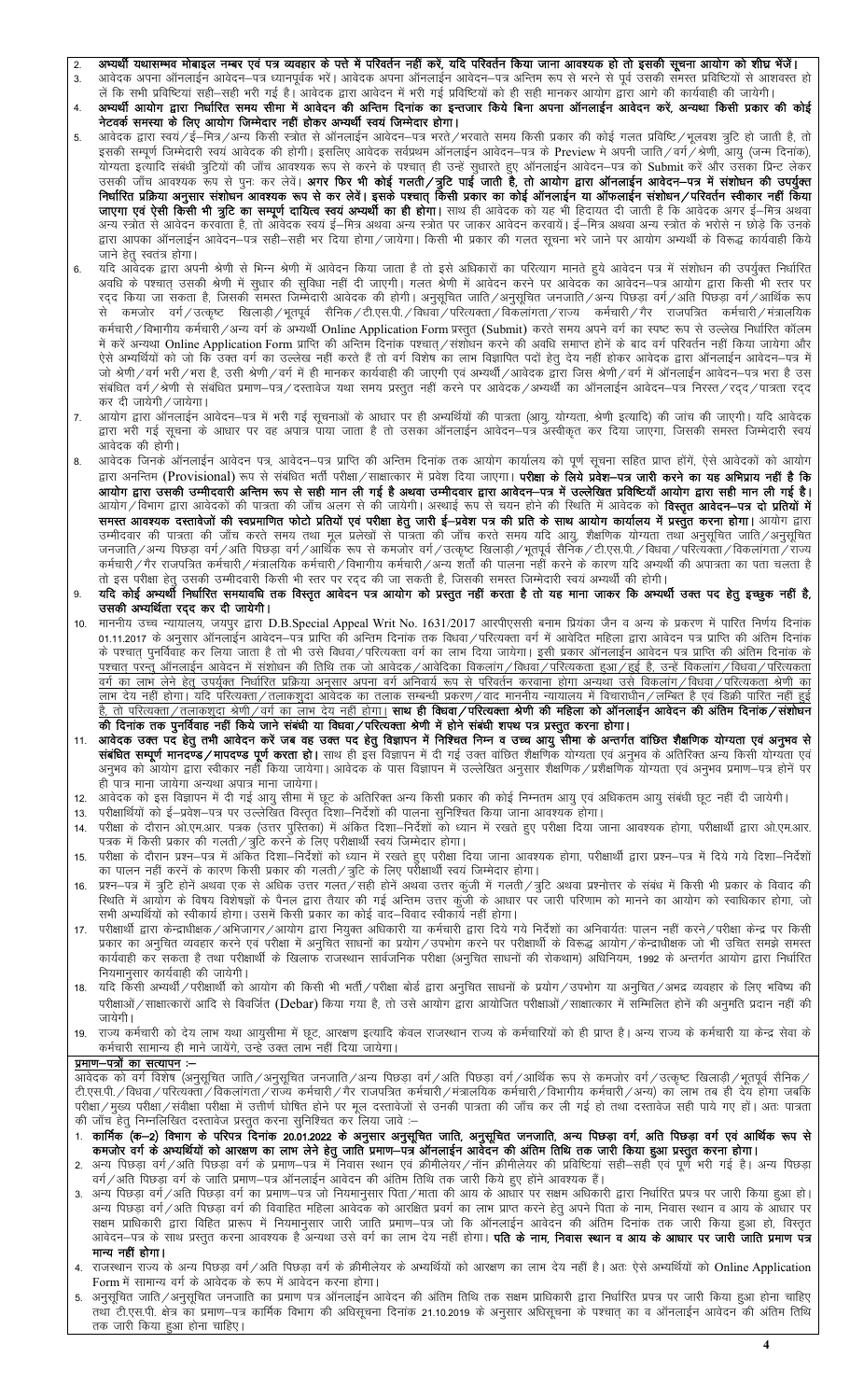2. **अभ्यर्थी यथासम्भव मोबाइल नम्बर एवं पत्र व्यवहार के पत्ते में परिवर्तन नहीं करें, यदि परिवर्तन किया जाना आवश्यक हो तो इसकी सूचना आयोग को शीघ्र भेजें।**
3. आवेदक अपना ऑनलाईन आवेदन–पत्र ध्यानपूर्वक भरें। आवेदक अपना ऑनलाईन आवेदन–पत्र अन्तिम रूप से भरने से पूर्व उसकी समस्त प्रविष्टियों से आश्वस्त हो लें कि सभी प्रविष्टियां सही–सही भरी गई है। आवेदक द्वारा आवेदन में भरी गई प्रविष्टियों को ही सही मानकर आयोग द्वारा आगे की कार्यवाही की जायेगी।
4. **अभ्यर्थी आयोग द्वारा निर्धारित समय सीमा में आवेदन की अन्तिम दिनांक का इन्तजार किये बिना अपना ऑनलाईन आवेदन करें, अन्यथा किसी प्रकार की कोई नेटवर्क समस्या के लिए आयोग जिम्मेदार नहीं होकर अभ्यर्थी स्वयं जिम्मेदार होगा।**
5. आवेदक द्वारा स्वयं/ई–मित्र/अन्य किसी स्त्रोत से ऑनलाईन आवेदन–पत्र भरते/भरवाते समय किसी प्रकार की कोई गलत प्रविष्टि/भूलवश त्रुटि हो जाती है, तो इसकी सम्पूर्ण जिम्मेदारी स्वयं आवेदक की होगी। इसलिए आवेदक सर्वप्रथम ऑनलाईन आवेदन–पत्र के Preview में अपनी जाति/वर्ग/श्रेणी, आयु (जन्म दिनांक), योग्यता इत्यादि संबंधी त्रुटियों की जाँच आवश्यक रूप से करने के पश्चात् ही उन्हें सुधारते हुए ऑनलाईन आवेदन–पत्र को Submit करें और उसका प्रिन्ट लेकर उसकी जाँच आवश्यक रूप से पुनः कर लेवें। **अगर फिर भी कोई गलती/त्रुटि पाई जाती है, तो आयोग द्वारा ऑनलाईन आवेदन–पत्र में संशोधन की उपर्युक्त निर्धारित प्रक्रिया अनुसार संशोधन आवश्यक रूप से कर लेवें। इसके पश्चात् किसी प्रकार का कोई ऑनलाईन या ऑफलाईन संशोधन/परिवर्तन स्वीकार नहीं किया जाएगा एवं ऐसी किसी भी त्रुटि का सम्पूर्ण दायित्व स्वयं अभ्यर्थी का ही होगा।** साथ ही आवेदक को यह भी हिदायत दी जाती है कि आवेदक अगर ई–मित्र अथवा अन्य स्त्रोत से आवेदन करवाता है, तो आवेदक स्वयं ई–मित्र अथवा अन्य स्त्रोत पर जाकर आवेदन करवायें। ई–मित्र अथवा अन्य स्त्रोत के भरोसे न छोड़े कि उनके द्वारा आपका ऑनलाईन आवेदन–पत्र सही–सही भर दिया होगा/जायेगा। किसी भी प्रकार की गलत सूचना भरे जाने पर आयोग अभ्यर्थी के विरूद्ध कार्यवाही किये जाने हेतु स्वतंत्र होगा।
6. यदि आवेदक द्वारा अपनी श्रेणी से भिन्न श्रेणी में आवेदन किया जाता है तो इसे अधिकारों का परित्याग मानते हुये आवेदन पत्र में संशोधन की उपर्युक्त निर्धारित अवधि के पश्चात् उसकी श्रेणी में सुधार की सुविधा नहीं दी जाएगी। गलत श्रेणी में आवेदन करने पर आवेदक का आवेदन–पत्र आयोग द्वारा किसी भी स्तर पर रद्द किया जा सकता है, जिसकी समस्त जिम्मेदारी आवेदक की होगी। अनुसूचित जाति/अनुसूचित जनजाति/अन्य पिछड़ा वर्ग/अति पिछड़ा वर्ग/आर्थिक रूप से कमजोर वर्ग/उत्कृष्ट खिलाड़ी/भूतपूर्व सैनिक/टी.एस.पी./विधवा/परित्यक्ता/विकलांगता/राज्य कर्मचारी/गैर राजपत्रित कर्मचारी/मंत्रालयिक कर्मचारी/विभागीय कर्मचारी/अन्य वर्ग के अभ्यर्थी Online Application Form प्रस्तुत (Submit) करते समय अपने वर्ग का स्पष्ट रूप से उल्लेख निर्धारित कॉलम में करें अन्यथा Online Application Form प्राप्ति की अन्तिम दिनांक पश्चात/संशोधन करने की अवधि समाप्त होने के बाद वर्ग परिवर्तन नहीं किया जायेगा और ऐसे अभ्यर्थियों को जो कि उक्त वर्ग का उल्लेख नहीं करते हैं तो वर्ग विशेष का लाभ विज्ञापित पदों हेतु देय नहीं होकर आवेदक द्वारा ऑनलाईन आवेदन–पत्र में जो श्रेणी/वर्ग भरी/भरा है, उसी श्रेणी/वर्ग में ही मानकर कार्यवाही की जाएगी एवं अभ्यर्थी/आवेदक द्वारा जिस श्रेणी/वर्ग में ऑनलाईन आवेदन–पत्र भरा है उस संबंधित वर्ग/श्रेणी से संबंधित प्रमाण–पत्र/दस्तावेज यथा समय प्रस्तुत नहीं करने पर आवेदक/अभ्यर्थी का ऑनलाईन आवेदन–पत्र निरस्त/रद्द/पात्रता रद्द कर दी जायेगी/जायेगा।
7. आयोग द्वारा ऑनलाईन आवेदन–पत्र में भरी गई सूचनाओं के आधार पर ही अभ्यर्थियों की पात्रता (आयु, योग्यता, श्रेणी इत्यादि) की जांच की जाएगी। यदि आवेदक द्वारा भरी गई सूचना के आधार पर वह अपात्र पाया जाता है तो उसका ऑनलाईन आवेदन–पत्र अस्वीकृत कर दिया जाएगा, जिसकी समस्त जिम्मेदारी स्वयं आवेदक की होगी।
8. आवेदक जिनके ऑनलाईन आवेदन पत्र, आवेदन–पत्र प्राप्ति की अन्तिम दिनांक तक आयोग कार्यालय को पूर्ण सूचना सहित प्राप्त होंगें, ऐसे आवेदकों को आयोग द्वारा अनन्तिम (Provisional) रूप से संबंधित भर्ती परीक्षा/साक्षात्कार में प्रवेश दिया जाएगा। **परीक्षा के लिये प्रवेश–पत्र जारी करने का यह अभिप्राय नहीं है कि आयोग द्वारा उसकी उम्मीदवारी अन्तिम रूप से सही मान ली गई है अथवा उम्मीदवार द्वारा आवेदन–पत्र में उल्लेखित प्रविष्टियाँ आयोग द्वारा सही मान ली गई है।** आयोग/विभाग द्वारा आवेदकों की पात्रता की जाँच अलग से की जायेगी। अस्थाई रूप से चयन होने की स्थिति में आवेदक को **विस्तृत आवेदन–पत्र दो प्रतियों में समस्त आवश्यक दस्तावेजों की स्वप्रमाणित फोटो प्रतियों एवं परीक्षा हेतु जारी ई–प्रवेश पत्र की प्रति के साथ आयोग कार्यालय में प्रस्तुत करना होगा।** आयोग द्वारा उम्मीदवार की पात्रता की जाँच करते समय मूल प्रलेखों से पात्रता की जाँच करते समय यदि आयु, शैक्षणिक योग्यता तथा अनुसूचित जाति/अनुसूचित जनजाति/अन्य पिछड़ा वर्ग/अति पिछड़ा वर्ग/आर्थिक रूप से कमजोर वर्ग/उत्कृष्ट खिलाड़ी/भूतपूर्व सैनिक/टी.एस.पी./विधवा/परित्यक्ता/विकलांगता/राज्य कर्मचारी/गैर राजपत्रित कर्मचारी/मंत्रालयिक कर्मचारी/विभागीय कर्मचारी/अन्य शर्तों की पालना नहीं करने के कारण यदि अभ्यर्थी की अपात्रता का पता चलता है तो इस परीक्षा हेतु उसकी उम्मीदवारी किसी भी स्तर पर रद्द की जा सकती है, जिसकी समस्त जिम्मेदारी स्वयं अभ्यर्थी की होगी।
9. **यदि कोई अभ्यर्थी निर्धारित समयावधि तक विस्तृत आवेदन पत्र आयोग को प्रस्तुत नहीं करता है तो यह माना जाकर कि अभ्यर्थी उक्त पद हेतु इच्छुक नहीं है, उसकी अभ्यर्थिता रद्द कर दी जायेगी।**
10. माननीय उच्च न्यायालय, जयपुर द्वारा D.B.Special Appeal Writ No. 1631/2017 आरपीएससी बनाम प्रियंका जैन व अन्य के प्रकरण में पारित निर्णय दिनांक 01.11.2017 के अनुसार ऑनलाईन आवेदन–पत्र प्राप्ति की अन्तिम दिनांक तक विधवा/परित्यक्ता वर्ग में आवेदित महिला द्वारा आवेदन पत्र प्राप्ति की अंतिम दिनांक के पश्चात् पुनर्विवाह कर लिया जाता है तो भी उसे विधवा/परित्यक्ता वर्ग का लाभ दिया जायेगा। इसी प्रकार ऑनलाईन आवेदन पत्र प्राप्ति की अंतिम दिनांक के पश्चात परन्तु ऑनलाईन आवेदन में संशोधन की तिथि तक जो आवेदक/आवेदिका विकलांग/विधवा/परित्यक्ता हुआ/हुई है, उन्हें विकलांग/विधवा/परित्यक्ता वर्ग का लाभ लेने हेतु उपर्युक्त निर्धारित प्रक्रिया अनुसार अपना वर्ग अनिवार्य रूप से परिवर्तन करवाना होगा अन्यथा उसे विकलांग/विधवा/परित्यक्ता श्रेणी का लाभ देय नहीं होगा। यदि परित्यक्ता/तलाकशुदा आवेदक का तलाक सम्बन्धी प्रकरण/वाद माननीय न्यायालय में विचाराधीन/लम्बित है एवं डिक्री पारित नहीं हुई है, तो परित्यक्ता/तलाकशुदा श्रेणी/वर्ग का लाभ देय नहीं होगा। **साथ ही विधवा/परित्यक्ता श्रेणी की महिला को ऑनलाईन आवेदन की अंतिम दिनांक/संशोधन की दिनांक तक पुनर्विवाह नहीं किये जाने संबंधी या विधवा/परित्यक्ता श्रेणी में होने संबंधी शपथ पत्र प्रस्तुत करना होगा।**
11. **आवेदक उक्त पद हेतु तभी आवेदन करें जब वह उक्त पद हेतु विज्ञापन में निश्चित निम्न व उच्च आयु सीमा के अन्तर्गत वांछित शैक्षणिक योग्यता एवं अनुभव से संबंधित सम्पूर्ण मानदण्ड/मापदण्ड पूर्ण करता हो।** साथ ही इस विज्ञापन में दी गई उक्त वांछित शैक्षणिक योग्यता एवं अनुभव के अतिरिक्त अन्य किसी योग्यता एवं अनुभव को आयोग द्वारा स्वीकार नहीं किया जायेगा। आवेदक के पास विज्ञापन में उल्लेखित अनुसार शैक्षणिक/प्रशैक्षणिक योग्यता एवं अनुभव प्रमाण–पत्र होने पर ही पात्र माना जायेगा अन्यथा अपात्र माना जायेगा।
12. आवेदक को इस विज्ञापन में दी गई आयु सीमा में छूट के अतिरिक्त अन्य किसी प्रकार की कोई निम्नतम आयु एवं अधिकतम आयु संबंधी छूट नहीं दी जायेगी।
13. परीक्षार्थियों को ई–प्रवेश–पत्र पर उल्लेखित विस्तृत दिशा–निर्देशों की पालना सुनिश्चित किया जाना आवश्यक होगा।
14. परीक्षा के दौरान ओ.एम.आर. पत्रक (उत्तर पुस्तिका) में अंकित दिशा–निर्देशों को ध्यान में रखते हुए परीक्षा दिया जाना आवश्यक होगा, परीक्षार्थी द्वारा ओ.एम.आर. पत्रक में किसी प्रकार की गलती/त्रुटि करने के लिए परीक्षार्थी स्वयं जिम्मेदार होगा।
15. परीक्षा के दौरान प्रश्न–पत्र में अंकित दिशा–निर्देशों को ध्यान में रखते हुए परीक्षा दिया जाना आवश्यक होगा, परीक्षार्थी द्वारा प्रश्न–पत्र में दिये गये दिशा–निर्देशों का पालन नहीं करने के कारण किसी प्रकार की गलती/त्रुटि के लिए परीक्षार्थी स्वयं जिम्मेदार होगा।
16. प्रश्न–पत्र में त्रुटि होने अथवा एक से अधिक उत्तर गलत/सही होने अथवा उत्तर कुंजी में गलती/त्रुटि अथवा प्रश्नोत्तर के संबंध में किसी भी प्रकार के विवाद की स्थिति में आयोग के विषय विशेषज्ञों के पैनल द्वारा तैयार की गई अन्तिम उत्तर कुंजी के आधार पर जारी परिणाम को मानने का आयोग को स्वाधिकार होगा, जो सभी अभ्यर्थियों को स्वीकार्य होगा। उसमें किसी प्रकार का कोई वाद–विवाद स्वीकार्य नहीं होगा।
17. परीक्षार्थी द्वारा केन्द्राधीक्षक/अभिजागर/आयोग द्वारा नियुक्त अधिकारी या कर्मचारी द्वारा दिये गये निर्देशों का अनिवार्यतः पालन नहीं करने/परीक्षा केन्द्र पर किसी प्रकार का अनुचित व्यवहार करने एवं परीक्षा में अनुचित साधनों का प्रयोग/उपभोग करने पर परीक्षार्थी के विरूद्ध आयोग/केन्द्राधीक्षक जो भी उचित समझे समस्त कार्यवाही कर सकता है तथा परीक्षार्थी के खिलाफ राजस्थान सार्वजनिक परीक्षा (अनुचित साधनों की रोकथाम) अधिनियम, 1992 के अन्तर्गत आयोग द्वारा निर्धारित नियमानुसार कार्यवाही की जायेगी।
18. यदि किसी अभ्यर्थी/परीक्षार्थी को आयोग की किसी भी भर्ती/परीक्षा बोर्ड द्वारा अनुचित साधनों के प्रयोग/उपभोग या अनुचित/अभद्र व्यवहार के लिए भविष्य की परीक्षाओं/साक्षात्कारों आदि से विवर्जित (Debar) किया गया है, तो उसे आयोग द्वारा आयोजित परीक्षाओं/साक्षात्कार में सम्मिलित होने की अनुमति प्रदान नहीं की जायेगी।
19. राज्य कर्मचारी को देय लाभ यथा आयुसीमा में छूट, आरक्षण इत्यादि केवल राजस्थान राज्य के कर्मचारियों को ही प्राप्त है। अन्य राज्य के कर्मचारी या केन्द्र सेवा के कर्मचारी सामान्य ही माने जायेंगे, उन्हें उक्त लाभ नहीं दिया जायेगा।

**प्रमाण–पत्रों का सत्यापन :–**

आवेदक को वर्ग विशेष (अनुसूचित जाति/अनुसूचित जनजाति/अन्य पिछड़ा वर्ग/अति पिछड़ा वर्ग/आर्थिक रूप से कमजोर वर्ग/उत्कृष्ट खिलाड़ी/भूतपूर्व सैनिक/टी.एस.पी./विधवा/परित्यक्ता/विकलांगता/राज्य कर्मचारी/गैर राजपत्रित कर्मचारी/मंत्रालयिक कर्मचारी/विभागीय कर्मचारी/अन्य) का लाभ तब ही देय होगा जबकि परीक्षा/मुख्य परीक्षा/संवीक्षा परीक्षा में उत्तीर्ण घोषित होने पर मूल दस्तावेजों से उनकी पात्रता की जाँच कर ली गई हो तथा दस्तावेज सही पाये गए हों। अतः पात्रता की जाँच हेतु निम्नलिखित दस्तावेज प्रस्तुत करना सुनिश्चित कर लिया जावे :–

1. **कार्मिक (क–2) विभाग के परिपत्र दिनांक 20.01.2022 के अनुसार अनुसूचित जाति, अनुसूचित जनजाति, अन्य पिछड़ा वर्ग, अति पिछड़ा वर्ग एवं आर्थिक रूप से कमजोर वर्ग के अभ्यर्थियों को आरक्षण का लाभ लेने हेतु जाति प्रमाण–पत्र ऑनलाईन आवेदन की अंतिम तिथि तक जारी किया हुआ प्रस्तुत करना होगा।**
2. अन्य पिछड़ा वर्ग/अति पिछड़ा वर्ग के प्रमाण–पत्र में निवास स्थान एवं क्रीमीलेयर/नॉन क्रीमीलेयर की प्रविष्टियां सही–सही एवं पूर्ण भरी गई है। अन्य पिछड़ा वर्ग/अति पिछड़ा वर्ग के जाति प्रमाण–पत्र ऑनलाईन आवेदन की अंतिम तिथि तक जारी किये हुए होने आवश्यक हैं।
3. अन्य पिछड़ा वर्ग/अति पिछड़ा वर्ग का प्रमाण–पत्र जो नियमानुसार पिता/माता की आय के आधार पर सक्षम अधिकारी द्वारा निर्धारित प्रपत्र पर जारी किया हुआ हो। अन्य पिछड़ा वर्ग/अति पिछड़ा वर्ग की विवाहित महिला आवेदक को आरक्षित प्रवर्ग का लाभ प्राप्त करने हेतु अपने पिता के नाम, निवास स्थान व आय के आधार पर सक्षम प्राधिकारी द्वारा विहित प्रारूप में नियमानुसार जारी जाति प्रमाण–पत्र जो कि ऑनलाईन आवेदन की अंतिम दिनांक तक जारी किया हुआ हो, विस्तृत आवेदन–पत्र के साथ प्रस्तुत करना आवश्यक है अन्यथा उसे वर्ग का लाभ देय नहीं होगा। **पति के नाम, निवास स्थान व आय के आधार पर जारी जाति प्रमाण पत्र मान्य नहीं होगा।**
4. राजस्थान राज्य के अन्य पिछड़ा वर्ग/अति पिछड़ा वर्ग के क्रीमीलेयर के अभ्यर्थियों को आरक्षण का लाभ देय नहीं है। अतः ऐसे अभ्यर्थियों को Online Application Form में सामान्य वर्ग के आवेदक के रूप में आवेदन करना होगा।
5. अनुसूचित जाति/अनुसूचित जनजाति का प्रमाण पत्र ऑनलाईन आवेदन की अंतिम तिथि तक सक्षम प्राधिकारी द्वारा निर्धारित प्रपत्र पर जारी किया हुआ होना चाहिए तथा टी.एस.पी. क्षेत्र का प्रमाण–पत्र कार्मिक विभाग की अधिसूचना दिनांक 21.10.2019 के अनुसार अधिसूचना के पश्चात् का व ऑनलाईन आवेदन की अंतिम तिथि तक जारी किया हुआ होना चाहिए।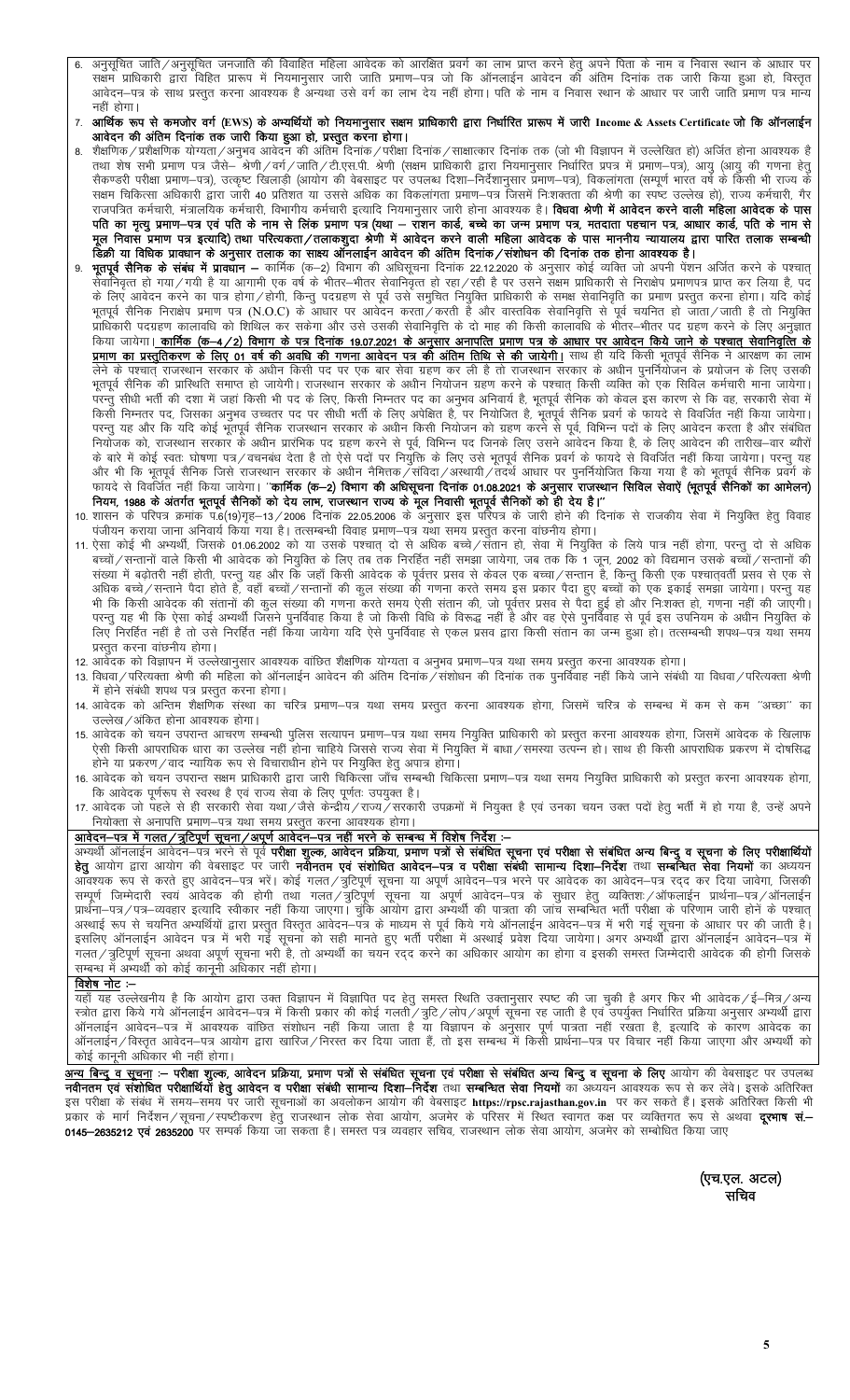6. अनुसूचित जाति/अनुसूचित जनजाति की विवाहित महिला आवेदक को आरक्षित प्रवर्ग का लाभ प्राप्त करने हेतु अपने पिता के नाम व निवास स्थान के आधार पर सक्षम प्राधिकारी द्वारा विहित प्रारूप में नियमानुसार जारी जाति प्रमाण–पत्र जो कि ऑनलाईन आवेदन की अंतिम दिनांक तक जारी किया हुआ हो, विस्तृत आवेदन–पत्र के साथ प्रस्तुत करना आवश्यक है अन्यथा उसे वर्ग का लाभ देय नहीं होगा। पति के नाम व निवास स्थान के आधार पर जारी जाति प्रमाण पत्र मान्य नहीं होगा।
7. **आर्थिक रूप से कमजोर वर्ग (EWS) के अभ्यर्थियों को नियमानुसार सक्षम प्राधिकारी द्वारा निर्धारित प्रारूप में जारी Income & Assets Certificate जो कि ऑनलाईन आवेदन की अंतिम दिनांक तक जारी किया हुआ हो, प्रस्तुत करना होगा।**
8. शैक्षणिक/प्रशैक्षणिक योग्यता/अनुभव आवेदन की अंतिम दिनांक/परीक्षा दिनांक/साक्षात्कार दिनांक तक (जो भी विज्ञापन में उल्लेखित हो) अर्जित होना आवश्यक है तथा शेष सभी प्रमाण पत्र जैसे– श्रेणी/वर्ग/जाति/टी.एस.पी. श्रेणी (सक्षम प्राधिकारी द्वारा नियमानुसार निर्धारित प्रपत्र में प्रमाण–पत्र), आयु (आयु की गणना हेतु सैकण्डरी परीक्षा प्रमाण–पत्र), उत्कृष्ट खिलाड़ी (आयोग की वेबसाइट पर उपलब्ध दिशा–निर्देशानुसार प्रमाण–पत्र), विकलांगता (सम्पूर्ण भारत वर्ष के किसी भी राज्य के सक्षम चिकित्सा अधिकारी द्वारा जारी 40 प्रतिशत या उससे अधिक का विकलांगता प्रमाण–पत्र जिसमें निःशक्तता की श्रेणी का स्पष्ट उल्लेख हो), राज्य कर्मचारी, गैर राजपत्रित कर्मचारी, मंत्रालयिक कर्मचारी, विभागीय कर्मचारी इत्यादि नियमानुसार जारी होना आवश्यक है। **विधवा श्रेणी में आवेदन करने वाली महिला आवेदक के पास पति का मृत्यु प्रमाण–पत्र एवं पति के नाम से लिंक प्रमाण पत्र (यथा – राशन कार्ड, बच्चे का जन्म प्रमाण पत्र, मतदाता पहचान पत्र, आधार कार्ड, पति के नाम से मूल निवास प्रमाण पत्र इत्यादि) तथा परित्यक्ता/तलाकशुदा श्रेणी में आवेदन करने वाली महिला आवेदक के पास माननीय न्यायालय द्वारा पारित तलाक सम्बन्धी डिक्री या विधिक प्रावधान के अनुसार तलाक का साक्ष्य ऑनलाईन आवेदन की अंतिम दिनांक/संशोधन की दिनांक तक होना आवश्यक है।**
9. **भूतपूर्व सैनिक के संबंध में प्रावधान –** कार्मिक (क–2) विभाग की अधिसूचना दिनांक 22.12.2020 के अनुसार कोई व्यक्ति जो अपनी पेंशन अर्जित करने के पश्चात् सेवानिवृत्त हो गया/गयी है या आगामी एक वर्ष के भीतर–भीतर सेवानिवृत्त हो रहा/रही है पर उसने सक्षम प्राधिकारी से निराक्षेप प्रमाणपत्र प्राप्त कर लिया है, पद के लिए आवेदन करने का पात्र होगा/होगी, किन्तु पदग्रहण से पूर्व उसे समुचित नियुक्ति प्राधिकारी के समक्ष सेवानिवृत्ति का प्रमाण प्रस्तुत करना होगा। यदि कोई भूतपूर्व सैनिक निराक्षेप प्रमाण पत्र (N.O.C) के आधार पर आवेदन करता/करती है और वास्तविक सेवानिवृत्ति से पूर्व चयनित हो जाता/जाती है तो नियुक्ति प्राधिकारी पदग्रहण कालावधि को शिथिल कर सकेगा और उसे उसकी सेवानिवृत्ति के दो माह की किसी कालावधि के भीतर–भीतर पद ग्रहण करने के लिए अनुज्ञात किया जायेगा। <u>**कार्मिक (क–4/2) विभाग के पत्र दिनांक 19.07.2021 के अनुसार अनापत्ति प्रमाण पत्र के आधार पर आवेदन किये जाने के पश्चात् सेवानिवृत्ति के प्रमाण का प्रस्तुतिकरण के लिए 01 वर्ष की अवधि की गणना आवेदन पत्र की अंतिम तिथि से की जायेगी।**</u> साथ ही यदि किसी भूतपूर्व सैनिक ने आरक्षण का लाभ लेने के पश्चात् राजस्थान सरकार के अधीन किसी पद पर एक बार सेवा ग्रहण कर ली है तो राजस्थान सरकार के अधीन पुनर्नियोजन के प्रयोजन के लिए उसकी भूतपूर्व सैनिक की प्रास्थिति समाप्त हो जायेगी। राजस्थान सरकार के अधीन नियोजन ग्रहण करने के पश्चात् किसी व्यक्ति को एक सिविल कर्मचारी माना जायेगा। परन्तु सीधी भर्ती की दशा में जहां किसी भी पद के लिए, किसी निम्नतर पद का अनुभव अनिवार्य है, भूतपूर्व सैनिक को केवल इस कारण से कि वह, सरकारी सेवा में किसी निम्नतर पद, जिसका अनुभव उच्चतर पद पर सीधी भर्ती के लिए अपेक्षित है, पर नियोजित है, भूतपूर्व सैनिक प्रवर्ग के फायदे से विवर्जित नहीं किया जायेगा। परन्तु यह और कि यदि कोई भूतपूर्व सैनिक राजस्थान सरकार के अधीन किसी नियोजन को ग्रहण करने से पूर्व, विभिन्न पदों के लिए आवेदन करता है और संबंधित नियोजक को, राजस्थान सरकार के अधीन प्रारंभिक पद ग्रहण करने से पूर्व, विभिन्न पद जिनके लिए उसने आवेदन किया है, के लिए आवेदन की तारीख–वार ब्यौरों के बारे में कोई स्वतः घोषणा पत्र/वचनबंध देता है तो ऐसे पदों पर नियुक्ति के लिए उसे भूतपूर्व सैनिक प्रवर्ग के फायदे से विवर्जित नहीं किया जायेगा। परन्तु यह और भी कि भूतपूर्व सैनिक जिसे राजस्थान सरकार के अधीन नैमित्तक/संविदा/अस्थायी/तदर्थ आधार पर पुनर्नियोजित किया गया है को भूतपूर्व सैनिक प्रवर्ग के फायदे से विवर्जित नहीं किया जायेगा। **"कार्मिक (क–2) विभाग की अधिसूचना दिनांक 01.08.2021 के अनुसार राजस्थान सिविल सेवाएं (भूतपूर्व सैनिकों का आमेलन) नियम, 1988 के अंतर्गत भूतपूर्व सैनिकों को देय लाभ, राजस्थान राज्य के मूल निवासी भूतपूर्व सैनिकों को ही देय है।"**
10. शासन के परिपत्र क्रमांक प.6(19)गृह–13/2006 दिनांक 22.05.2006 के अनुसार इस परिपत्र के जारी होने की दिनांक से राजकीय सेवा में नियुक्ति हेतु विवाह पंजीयन कराया जाना अनिवार्य किया गया है। तत्सम्बन्धी विवाह प्रमाण–पत्र यथा समय प्रस्तुत करना वांछनीय होगा।
11. ऐसा कोई भी अभ्यर्थी, जिसके 01.06.2002 को या उसके पश्चात् दो से अधिक बच्चे/संतान हो, सेवा में नियुक्ति के लिये पात्र नहीं होगा, परन्तु दो से अधिक बच्चों/सन्तानों वाले किसी भी आवेदक को नियुक्ति के लिए तब तक निरर्हित नहीं समझा जायेगा, जब तक कि 1 जून, 2002 को विद्यमान उसके बच्चों/सन्तानों की संख्या में बढ़ोतरी नहीं होती, परन्तु यह और कि जहाँ किसी आवेदक के पूर्वतर प्रसव से केवल एक बच्चा/सन्तान है, किन्तु किसी एक पश्चात्वर्ती प्रसव से एक से अधिक बच्चे/सन्तानें पैदा होते हैं, वहाँ बच्चों/सन्तानों की कुल संख्या की गणना करते समय इस प्रकार पैदा हुए बच्चों को एक इकाई समझा जायेगा। परन्तु यह भी कि किसी आवेदक की संतानों की कुल संख्या की गणना करते समय ऐसी संतान की, जो पूर्वतर प्रसव से पैदा हुई हो और निःशक्त हो, गणना नहीं की जाएगी। परन्तु यह भी कि ऐसा कोई अभ्यर्थी जिसने पुनर्विवाह किया है जो किसी विधि के विरूद्ध नहीं है और वह ऐसे पुनर्विवाह से पूर्व इस उपनियम के अधीन नियुक्ति के लिए निरर्हित नहीं है तो उसे निरर्हित नहीं किया जायेगा यदि ऐसे पुनर्विवाह से एकल प्रसव द्वारा किसी संतान का जन्म हुआ हो। तत्सम्बन्धी शपथ–पत्र यथा समय प्रस्तुत करना वांछनीय होगा।
12. आवेदक को विज्ञापन में उल्लेखानुसार आवश्यक वांछित शैक्षणिक योग्यता व अनुभव प्रमाण–पत्र यथा समय प्रस्तुत करना आवश्यक होगा।
13. विधवा/परित्यक्ता श्रेणी की महिला को ऑनलाईन आवेदन की अंतिम दिनांक/संशोधन की दिनांक तक पुनर्विवाह नहीं किये जाने संबंधी या विधवा/परित्यक्ता श्रेणी में होने संबंधी शपथ पत्र प्रस्तुत करना होगा।
14. आवेदक को अन्तिम शैक्षणिक संस्था का चरित्र प्रमाण–पत्र यथा समय प्रस्तुत करना आवश्यक होगा, जिसमें चरित्र के सम्बन्ध में कम से कम "अच्छा" का उल्लेख/अंकित होना आवश्यक होगा।
15. आवेदक को चयन उपरान्त आचरण सम्बन्धी पुलिस सत्यापन प्रमाण–पत्र यथा समय नियुक्ति प्राधिकारी को प्रस्तुत करना आवश्यक होगा, जिसमें आवेदक के खिलाफ ऐसी किसी आपराधिक धारा का उल्लेख नहीं होना चाहिये जिससे राज्य सेवा में नियुक्ति में बाधा/समस्या उत्पन्न हो। साथ ही किसी आपराधिक प्रकरण में दोषसिद्ध होने या प्रकरण/वाद न्यायिक रूप से विचाराधीन होने पर नियुक्ति हेतु अपात्र होगा।
16. आवेदक को चयन उपरान्त सक्षम प्राधिकारी द्वारा जारी चिकित्सा जाँच सम्बन्धी चिकित्सा प्रमाण–पत्र यथा समय नियुक्ति प्राधिकारी को प्रस्तुत करना आवश्यक होगा, कि आवेदक पूर्णरूप से स्वस्थ है एवं राज्य सेवा के लिए पूर्णतः उपयुक्त है।
17. आवेदक जो पहले से ही सरकारी सेवा यथा/जैसे केन्द्रीय/राज्य/सरकारी उपक्रमों में नियुक्त है एवं उनका चयन उक्त पदों हेतु भर्ती में हो गया है, उन्हें अपने नियोक्ता से अनापत्ति प्रमाण–पत्र यथा समय प्रस्तुत करना आवश्यक होगा।

<u>**आवेदन–पत्र में गलत/त्रुटिपूर्ण सूचना/अपूर्ण आवेदन–पत्र नहीं भरने के सम्बन्ध में विशेष निर्देश :–**</u>

अभ्यर्थी ऑनलाईन आवेदन–पत्र भरने से पूर्व **परीक्षा शुल्क, आवेदन प्रक्रिया, प्रमाण पत्रों से संबंधित सूचना एवं परीक्षा से संबंधित अन्य बिन्दु व सूचना के लिए परीक्षार्थियों हेतु** आयोग द्वारा आयोग की वेबसाइट पर जारी **नवीनतम एवं संशोधित आवेदन–पत्र व परीक्षा संबंधी सामान्य दिशा–निर्देश** तथा **सम्बन्धित सेवा नियमों** का अध्ययन आवश्यक रूप से करते हुए आवेदन–पत्र भरें। कोई गलत/त्रुटिपूर्ण सूचना या अपूर्ण आवेदन–पत्र भरने पर आवेदक का आवेदन–पत्र रद्द कर दिया जावेगा, जिसकी सम्पूर्ण जिम्मेदारी स्वयं आवेदक की होगी तथा गलत/त्रुटिपूर्ण सूचना या अपूर्ण आवेदन–पत्र के सुधार हेतु व्यक्तिशः/ऑफलाईन प्रार्थना–पत्र/ऑनलाईन प्रार्थना–पत्र/पत्र–व्यवहार इत्यादि स्वीकार नहीं किया जाएगा। चूंकि आयोग द्वारा अभ्यर्थी की पात्रता की जांच सम्बन्धित भर्ती परीक्षा के परिणाम जारी होने के पश्चात् अस्थाई रूप से चयनित अभ्यर्थियों द्वारा प्रस्तुत विस्तृत आवेदन–पत्र के माध्यम से पूर्व किये गये ऑनलाईन आवेदन–पत्र में भरी गई सूचना के आधार पर की जाती है। इसलिए ऑनलाईन आवेदन पत्र में भरी गई सूचना को सही मानते हुए भर्ती परीक्षा में अस्थाई प्रवेश दिया जायेगा। अगर अभ्यर्थी द्वारा ऑनलाईन आवेदन–पत्र में गलत/त्रुटिपूर्ण सूचना अथवा अपूर्ण सूचना भरी है, तो अभ्यर्थी का चयन रद्द करने का अधिकार आयोग का होगा व इसकी समस्त जिम्मेदारी आवेदक की होगी जिसके सम्बन्ध में अभ्यर्थी को कोई कानूनी अधिकार नहीं होगा।

<u>**विशेष नोट :–**</u>

यहाँ यह उल्लेखनीय है कि आयोग द्वारा उक्त विज्ञापन में विज्ञापित पद हेतु समस्त स्थिति उक्तानुसार स्पष्ट की जा चुकी है अगर फिर भी आवेदक/ई–मित्र/अन्य स्त्रोत द्वारा किये गये ऑनलाईन आवेदन–पत्र में किसी प्रकार की कोई गलती/त्रुटि/लोप/अपूर्ण सूचना रह जाती है एवं उपर्युक्त निर्धारित प्रक्रिया अनुसार अभ्यर्थी द्वारा ऑनलाईन आवेदन–पत्र में आवश्यक वांछित संशोधन नहीं किया जाता है या विज्ञापन के अनुसार पूर्ण पात्रता नहीं रखता है, इत्यादि के कारण आवेदक का ऑनलाईन/विस्तृत आवेदन–पत्र आयोग द्वारा खारिज/निरस्त कर दिया जाता है, तो इस सम्बन्ध में किसी प्रार्थना–पत्र पर विचार नहीं किया जाएगा और अभ्यर्थी को कोई कानूनी अधिकार भी नहीं होगा।

<u>**अन्य बिन्दु व सूचना**</u> **:– परीक्षा शुल्क, आवेदन प्रक्रिया, प्रमाण पत्रों से संबंधित सूचना एवं परीक्षा से संबंधित अन्य बिन्दु व सूचना के लिए** आयोग की वेबसाइट पर उपलब्ध **नवीनतम एवं संशोधित परीक्षार्थियों हेतु आवेदन व परीक्षा संबंधी सामान्य दिशा–निर्देश** तथा **सम्बन्धित सेवा नियमों** का अध्ययन आवश्यक रूप से कर लेवें। इसके अतिरिक्त इस परीक्षा के संबंध में समय–समय पर जारी सूचनाओं का अवलोकन आयोग की वेबसाइट **https://rpsc.rajasthan.gov.in** पर कर सकते हैं। इसके अतिरिक्त किसी भी प्रकार के मार्ग निर्देशन/सूचना/स्पष्टीकरण हेतु राजस्थान लोक सेवा आयोग, अजमेर के परिसर में स्थित स्वागत कक्ष पर व्यक्तिगत रूप से अथवा **दूरभाष सं.– 0145–2635212 एवं 2635200** पर सम्पर्क किया जा सकता है। समस्त पत्र व्यवहार सचिव, राजस्थान लोक सेवा आयोग, अजमेर को सम्बोधित किया जाए

**(एच.एल. अटल)**
**सचिव**